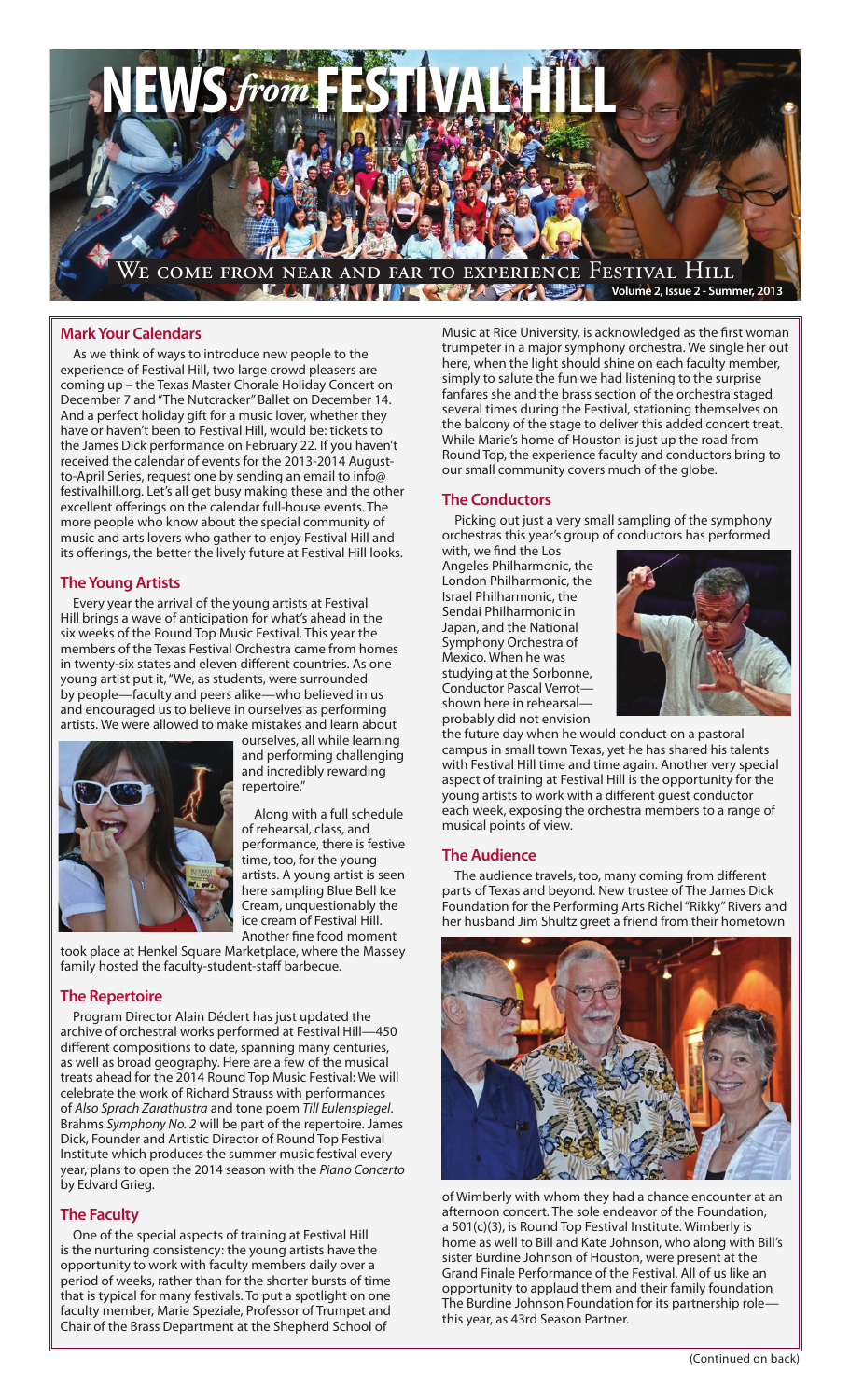# NEWS *from* FESTIVAL HILL

WE COME FROM NEAR AND FAR TO EXPERIENCE FESTIVAL HILL

Volume 2, Issue 2 - Summer, 2013

## Mark Your Calendars

As we think of ways to introduce new people to the experience of Festival Hill, two large crowd pleasers are coming up – the Texas Master Chorale Holiday Concert on December 7 and "The Nutcracker" Ballet on December 14. And a perfect holiday gift for a music lover, whether they have or haven't been to Festival Hill, would be: tickets to the James Dick performance on February 22. If you haven't received the calendar of events for the 2013-2014 August-to-April Series, request one by sending an email to info@festivalhill.org. Let's all get busy making these and the other excellent offerings on the calendar full-house events. The more people who know about the special community of music and arts lovers who gather to enjoy Festival Hill and its offerings, the better the lively future at Festival Hill looks.

## The Young Artists

Every year the arrival of the young artists at Festival Hill brings a wave of anticipation for what's ahead in the six weeks of the Round Top Music Festival. This year the members of the Texas Festival Orchestra came from homes in twenty-six states and eleven different countries. As one young artist put it, "We, as students, were surrounded by people—faculty and peers alike—who believed in us and encouraged us to believe in ourselves as performing artists. We were allowed to make mistakes and learn about ourselves, all while learning and performing challenging and incredibly rewarding repertoire."

Along with a full schedule of rehearsal, class, and performance, there is festive time, too, for the young artists. A young artist is seen here sampling Blue Bell Ice Cream, unquestionably the ice cream of Festival Hill. Another fine food moment took place at Henkel Square Marketplace, where the Massey family hosted the faculty-student-staff barbecue.

## The Repertoire

Program Director Alain Déclert has just updated the archive of orchestral works performed at Festival Hill—450 different compositions to date, spanning many centuries, as well as broad geography. Here are a few of the musical treats ahead for the 2014 Round Top Music Festival: We will celebrate the work of Richard Strauss with performances of *Also Sprach Zarathustra* and tone poem *Till Eulenspiegel*. Brahms *Symphony No. 2* will be part of the repertoire. James Dick, Founder and Artistic Director of Round Top Festival Institute which produces the summer music festival every year, plans to open the 2014 season with the *Piano Concerto* by Edvard Grieg.

## The Faculty

One of the special aspects of training at Festival Hill is the nurturing consistency: the young artists have the opportunity to work with faculty members daily over a period of weeks, rather than for the shorter bursts of time that is typical for many festivals. To put a spotlight on one faculty member, Marie Speziale, Professor of Trumpet and Chair of the Brass Department at the Shepherd School of Music at Rice University, is acknowledged as the first woman trumpeter in a major symphony orchestra. We single her out here, when the light should shine on each faculty member, simply to salute the fun we had listening to the surprise fanfares she and the brass section of the orchestra staged several times during the Festival, stationing themselves on the balcony of the stage to deliver this added concert treat. While Marie's home of Houston is just up the road from Round Top, the experience faculty and conductors bring to our small community covers much of the globe.

## The Conductors

Picking out just a very small sampling of the symphony orchestras this year's group of conductors has performed with, we find the Los Angeles Philharmonic, the London Philharmonic, the Israel Philharmonic, the Sendai Philharmonic in Japan, and the National Symphony Orchestra of Mexico. When he was studying at the Sorbonne, Conductor Pascal Verrot—shown here in rehearsal—probably did not envision the future day when he would conduct on a pastoral campus in small town Texas, yet he has shared his talents with Festival Hill time and time again. Another very special aspect of training at Festival Hill is the opportunity for the young artists to work with a different guest conductor each week, exposing the orchestra members to a range of musical points of view.

## The Audience

The audience travels, too, many coming from different parts of Texas and beyond. New trustee of The James Dick Foundation for the Performing Arts Richel "Rikky" Rivers and her husband Jim Shultz greet a friend from their hometown of Wimberly with whom they had a chance encounter at an afternoon concert. The sole endeavor of the Foundation, a 501(c)(3), is Round Top Festival Institute. Wimberly is home as well to Bill and Kate Johnson, who along with Bill's sister Burdine Johnson of Houston, were present at the Grand Finale Performance of the Festival. All of us like an opportunity to applaud them and their family foundation The Burdine Johnson Foundation for its partnership role—this year, as 43rd Season Partner.

(Continued on back)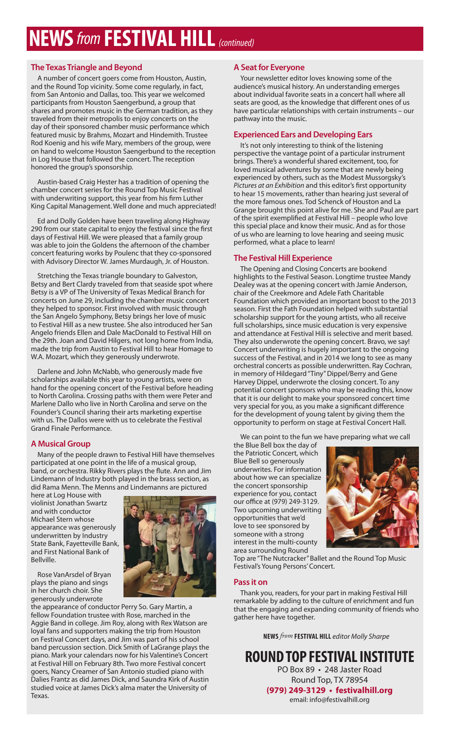# NEWS *from* FESTIVAL HILL *(continued)*

### The Texas Triangle and Beyond

A number of concert goers come from Houston, Austin, and the Round Top vicinity. Some come regularly, in fact, from San Antonio and Dallas, too. This year we welcomed participants from Houston Saengerbund, a group that shares and promotes music in the German tradition, as they traveled from their metropolis to enjoy concerts on the day of their sponsored chamber music performance which featured music by Brahms, Mozart and Hindemith. Trustee Rod Koenig and his wife Mary, members of the group, were on hand to welcome Houston Saengerbund to the reception in Log House that followed the concert. The reception honored the group's sponsorship.

Austin-based Craig Hester has a tradition of opening the chamber concert series for the Round Top Music Festival with underwriting support, this year from his firm Luther King Capital Management. Well done and much appreciated!

Ed and Dolly Golden have been traveling along Highway 290 from our state capital to enjoy the festival since the first days of Festival Hill. We were pleased that a family group was able to join the Goldens the afternoon of the chamber concert featuring works by Poulenc that they co-sponsored with Advisory Director W. James Murdaugh, Jr. of Houston.

Stretching the Texas triangle boundary to Galveston, Betsy and Bert Clardy traveled from that seaside spot where Betsy is a VP of The University of Texas Medical Branch for concerts on June 29, including the chamber music concert they helped to sponsor. First involved with music through the San Angelo Symphony, Betsy brings her love of music to Festival Hill as a new trustee. She also introduced her San Angelo friends Ellen and Dale MacDonald to Festival Hill on the 29th. Joan and David Hilgers, not long home from India, made the trip from Austin to Festival Hill to hear Homage to W.A. Mozart, which they generously underwrote.

Darlene and John McNabb, who generously made five scholarships available this year to young artists, were on hand for the opening concert of the Festival before heading to North Carolina. Crossing paths with them were Peter and Marlene Dallo who live in North Carolina and serve on the Founder's Council sharing their arts marketing expertise with us. The Dallos were with us to celebrate the Festival Grand Finale Performance.

### A Musical Group

Many of the people drawn to Festival Hill have themselves participated at one point in the life of a musical group, band, or orchestra. Rikky Rivers plays the flute. Ann and Jim Lindemann of Industry both played in the brass section, as did Rama Menn. The Menns and Lindemanns are pictured here at Log House with violinist Jonathan Swartz and with conductor Michael Stern whose appearance was generously underwritten by Industry State Bank, Fayetteville Bank, and First National Bank of Bellville.

Rose VanArsdel of Bryan plays the piano and sings in her church choir. She generously underwrote the appearance of conductor Perry So. Gary Martin, a fellow Foundation trustee with Rose, marched in the Aggie Band in college. Jim Roy, along with Rex Watson are loyal fans and supporters making the trip from Houston on Festival Concert days, and Jim was part of his school band percussion section. Dick Smith of LaGrange plays the piano. Mark your calendars now for his Valentine's Concert at Festival Hill on February 8th. Two more Festival concert goers, Nancy Creamer of San Antonio studied piano with Dalies Frantz as did James Dick, and Saundra Kirk of Austin studied voice at James Dick's alma mater the University of Texas.

### A Seat for Everyone

Your newsletter editor loves knowing some of the audience's musical history. An understanding emerges about individual favorite seats in a concert hall where all seats are good, as the knowledge that different ones of us have particular relationships with certain instruments – our pathway into the music.

### Experienced Ears and Developing Ears

It's not only interesting to think of the listening perspective the vantage point of a particular instrument brings. There's a wonderful shared excitement, too, for loved musical adventures by some that are newly being experienced by others, such as the Modest Mussorgsky's *Pictures at an Exhibition* and this editor's first opportunity to hear 15 movements, rather than hearing just several of the more famous ones. Tod Schenck of Houston and La Grange brought this point alive for me. She and Paul are part of the spirit exemplified at Festival Hill – people who love this special place and know their music. And as for those of us who are learning to love hearing and seeing music performed, what a place to learn!

### The Festival Hill Experience

The Opening and Closing Concerts are bookend highlights to the Festival Season. Longtime trustee Mandy Dealey was at the opening concert with Jamie Anderson, chair of the Creekmore and Adele Fath Charitable Foundation which provided an important boost to the 2013 season. First the Fath Foundation helped with substantial scholarship support for the young artists, who all receive full scholarships, since music education is very expensive and attendance at Festival Hill is selective and merit based. They also underwrote the opening concert. Bravo, we say! Concert underwriting is hugely important to the ongoing success of the Festival, and in 2014 we long to see as many orchestral concerts as possible underwritten. Ray Cochran, in memory of Hildegard "Tiny" Dippel/Berry and Gene Harvey Dippel, underwrote the closing concert. To any potential concert sponsors who may be reading this, know that it is our delight to make your sponsored concert time very special for you, as you make a significant difference for the development of young talent by giving them the opportunity to perform on stage at Festival Concert Hall.

We can point to the fun we have preparing what we call the Blue Bell box the day of the Patriotic Concert, which Blue Bell so generously underwrites. For information about how we can specialize the concert sponsorship experience for you, contact our office at (979) 249-3129. Two upcoming underwriting opportunities that we'd love to see sponsored by someone with a strong interest in the multi-county area surrounding Round Top are "The Nutcracker" Ballet and the Round Top Music Festival's Young Persons' Concert.

### Pass it on

Thank you, readers, for your part in making Festival Hill remarkable by adding to the culture of enrichment and fun that the engaging and expanding community of friends who gather here have together.

**NEWS** *from* **FESTIVAL HILL** *editor Molly Sharpe*

## ROUND TOP FESTIVAL INSTITUTE

PO Box 89 • 248 Jaster Road
Round Top, TX 78954
**(979) 249-3129 • festivalhill.org**
email: info@festivalhill.org